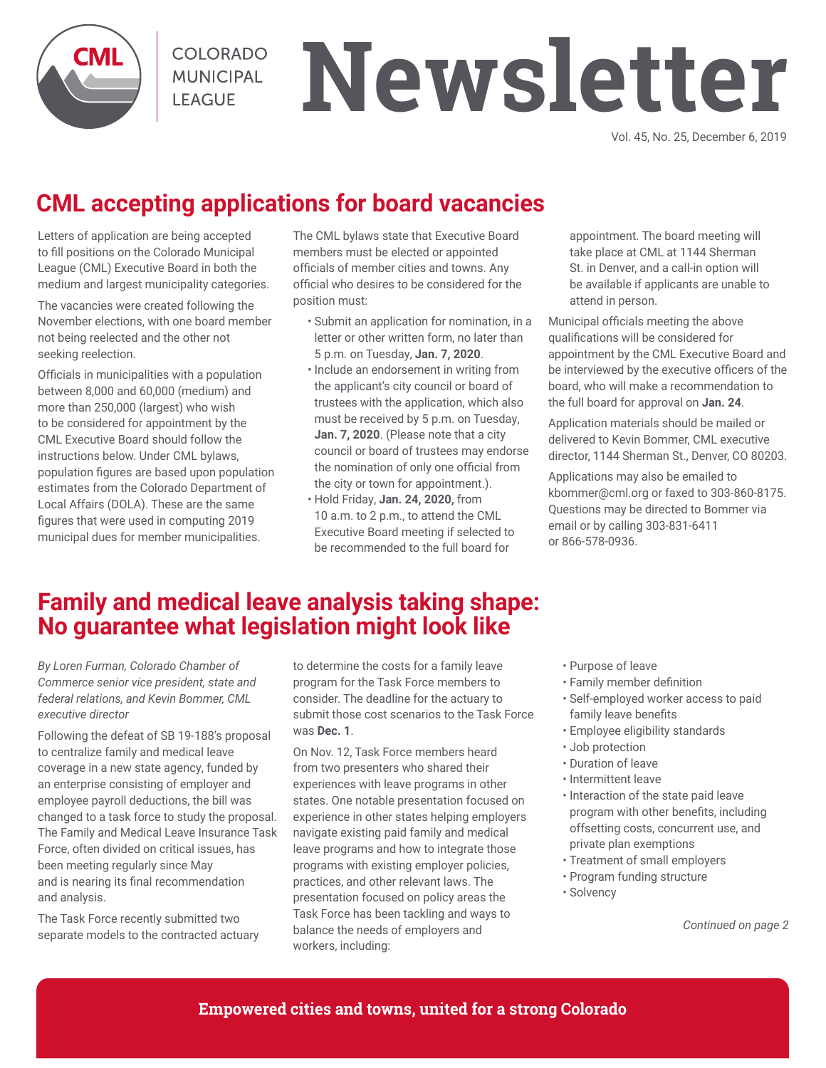# Newsletter

COLORADO MUNICIPAL LEAGUE

Vol. 45, No. 25, December 6, 2019

## CML accepting applications for board vacancies

Letters of application are being accepted to fill positions on the Colorado Municipal League (CML) Executive Board in both the medium and largest municipality categories.

The vacancies were created following the November elections, with one board member not being reelected and the other not seeking reelection.

Officials in municipalities with a population between 8,000 and 60,000 (medium) and more than 250,000 (largest) who wish to be considered for appointment by the CML Executive Board should follow the instructions below. Under CML bylaws, population figures are based upon population estimates from the Colorado Department of Local Affairs (DOLA). These are the same figures that were used in computing 2019 municipal dues for member municipalities.

The CML bylaws state that Executive Board members must be elected or appointed officials of member cities and towns. Any official who desires to be considered for the position must:

- Submit an application for nomination, in a letter or other written form, no later than 5 p.m. on Tuesday, **Jan. 7, 2020**.
- Include an endorsement in writing from the applicant's city council or board of trustees with the application, which also must be received by 5 p.m. on Tuesday, **Jan. 7, 2020**. (Please note that a city council or board of trustees may endorse the nomination of only one official from the city or town for appointment.).
- Hold Friday, **Jan. 24, 2020,** from 10 a.m. to 2 p.m., to attend the CML Executive Board meeting if selected to be recommended to the full board for appointment. The board meeting will take place at CML at 1144 Sherman St. in Denver, and a call-in option will be available if applicants are unable to attend in person.

Municipal officials meeting the above qualifications will be considered for appointment by the CML Executive Board and be interviewed by the executive officers of the board, who will make a recommendation to the full board for approval on **Jan. 24**.

Application materials should be mailed or delivered to Kevin Bommer, CML executive director, 1144 Sherman St., Denver, CO 80203.

Applications may also be emailed to kbommer@cml.org or faxed to 303-860-8175. Questions may be directed to Bommer via email or by calling 303-831-6411 or 866-578-0936.

## Family and medical leave analysis taking shape: No guarantee what legislation might look like

*By Loren Furman, Colorado Chamber of Commerce senior vice president, state and federal relations, and Kevin Bommer, CML executive director*

Following the defeat of SB 19-188's proposal to centralize family and medical leave coverage in a new state agency, funded by an enterprise consisting of employer and employee payroll deductions, the bill was changed to a task force to study the proposal. The Family and Medical Leave Insurance Task Force, often divided on critical issues, has been meeting regularly since May and is nearing its final recommendation and analysis.

The Task Force recently submitted two separate models to the contracted actuary to determine the costs for a family leave program for the Task Force members to consider. The deadline for the actuary to submit those cost scenarios to the Task Force was **Dec. 1**.

On Nov. 12, Task Force members heard from two presenters who shared their experiences with leave programs in other states. One notable presentation focused on experience in other states helping employers navigate existing paid family and medical leave programs and how to integrate those programs with existing employer policies, practices, and other relevant laws. The presentation focused on policy areas the Task Force has been tackling and ways to balance the needs of employers and workers, including:

- Purpose of leave
- Family member definition
- Self-employed worker access to paid family leave benefits
- Employee eligibility standards
- Job protection
- Duration of leave
- Intermittent leave
- Interaction of the state paid leave program with other benefits, including offsetting costs, concurrent use, and private plan exemptions
- Treatment of small employers
- Program funding structure
- Solvency

*Continued on page 2*

**Empowered cities and towns, united for a strong Colorado**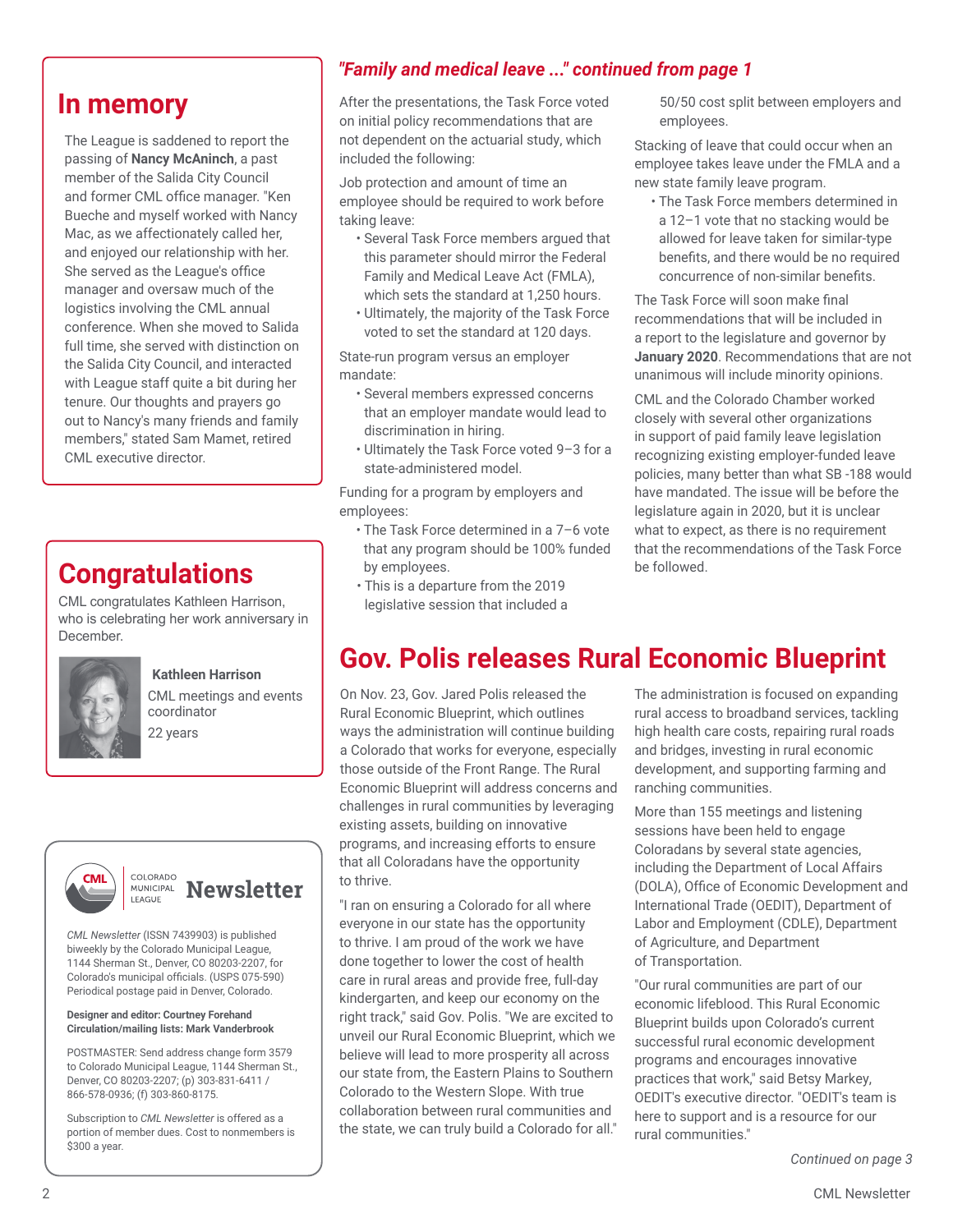## In memory

The League is saddened to report the passing of **Nancy McAninch**, a past member of the Salida City Council and former CML office manager. "Ken Bueche and myself worked with Nancy Mac, as we affectionately called her, and enjoyed our relationship with her. She served as the League's office manager and oversaw much of the logistics involving the CML annual conference. When she moved to Salida full time, she served with distinction on the Salida City Council, and interacted with League staff quite a bit during her tenure. Our thoughts and prayers go out to Nancy's many friends and family members," stated Sam Mamet, retired CML executive director.

## Congratulations

CML congratulates Kathleen Harrison, who is celebrating her work anniversary in December.

**Kathleen Harrison**
CML meetings and events coordinator
22 years

### *"Family and medical leave ..." continued from page 1*

After the presentations, the Task Force voted on initial policy recommendations that are not dependent on the actuarial study, which included the following:

Job protection and amount of time an employee should be required to work before taking leave:

- Several Task Force members argued that this parameter should mirror the Federal Family and Medical Leave Act (FMLA), which sets the standard at 1,250 hours.
- Ultimately, the majority of the Task Force voted to set the standard at 120 days.

State-run program versus an employer mandate:

- Several members expressed concerns that an employer mandate would lead to discrimination in hiring.
- Ultimately the Task Force voted 9–3 for a state-administered model.

Funding for a program by employers and employees:

- The Task Force determined in a 7–6 vote that any program should be 100% funded by employees.
- This is a departure from the 2019 legislative session that included a 50/50 cost split between employers and employees.

Stacking of leave that could occur when an employee takes leave under the FMLA and a new state family leave program.

- The Task Force members determined in a 12–1 vote that no stacking would be allowed for leave taken for similar-type benefits, and there would be no required concurrence of non-similar benefits.

The Task Force will soon make final recommendations that will be included in a report to the legislature and governor by **January 2020**. Recommendations that are not unanimous will include minority opinions.

CML and the Colorado Chamber worked closely with several other organizations in support of paid family leave legislation recognizing existing employer-funded leave policies, many better than what SB -188 would have mandated. The issue will be before the legislature again in 2020, but it is unclear what to expect, as there is no requirement that the recommendations of the Task Force be followed.

# Gov. Polis releases Rural Economic Blueprint

On Nov. 23, Gov. Jared Polis released the Rural Economic Blueprint, which outlines ways the administration will continue building a Colorado that works for everyone, especially those outside of the Front Range. The Rural Economic Blueprint will address concerns and challenges in rural communities by leveraging existing assets, building on innovative programs, and increasing efforts to ensure that all Coloradans have the opportunity to thrive.

"I ran on ensuring a Colorado for all where everyone in our state has the opportunity to thrive. I am proud of the work we have done together to lower the cost of health care in rural areas and provide free, full-day kindergarten, and keep our economy on the right track," said Gov. Polis. "We are excited to unveil our Rural Economic Blueprint, which we believe will lead to more prosperity all across our state from, the Eastern Plains to Southern Colorado to the Western Slope. With true collaboration between rural communities and the state, we can truly build a Colorado for all."

The administration is focused on expanding rural access to broadband services, tackling high health care costs, repairing rural roads and bridges, investing in rural economic development, and supporting farming and ranching communities.

More than 155 meetings and listening sessions have been held to engage Coloradans by several state agencies, including the Department of Local Affairs (DOLA), Office of Economic Development and International Trade (OEDIT), Department of Labor and Employment (CDLE), Department of Agriculture, and Department of Transportation.

"Our rural communities are part of our economic lifeblood. This Rural Economic Blueprint builds upon Colorado's current successful rural economic development programs and encourages innovative practices that work," said Betsy Markey, OEDIT's executive director. "OEDIT's team is here to support and is a resource for our rural communities."

*Continued on page 3*

---

CML — Colorado Municipal League **Newsletter**

*CML Newsletter* (ISSN 7439903) is published biweekly by the Colorado Municipal League, 1144 Sherman St., Denver, CO 80203-2207, for Colorado's municipal officials. (USPS 075-590) Periodical postage paid in Denver, Colorado.

**Designer and editor: Courtney Forehand**
**Circulation/mailing lists: Mark Vanderbrook**

POSTMASTER: Send address change form 3579 to Colorado Municipal League, 1144 Sherman St., Denver, CO 80203-2207; (p) 303-831-6411 / 866-578-0936; (f) 303-860-8175.

Subscription to *CML Newsletter* is offered as a portion of member dues. Cost to nonmembers is $300 a year.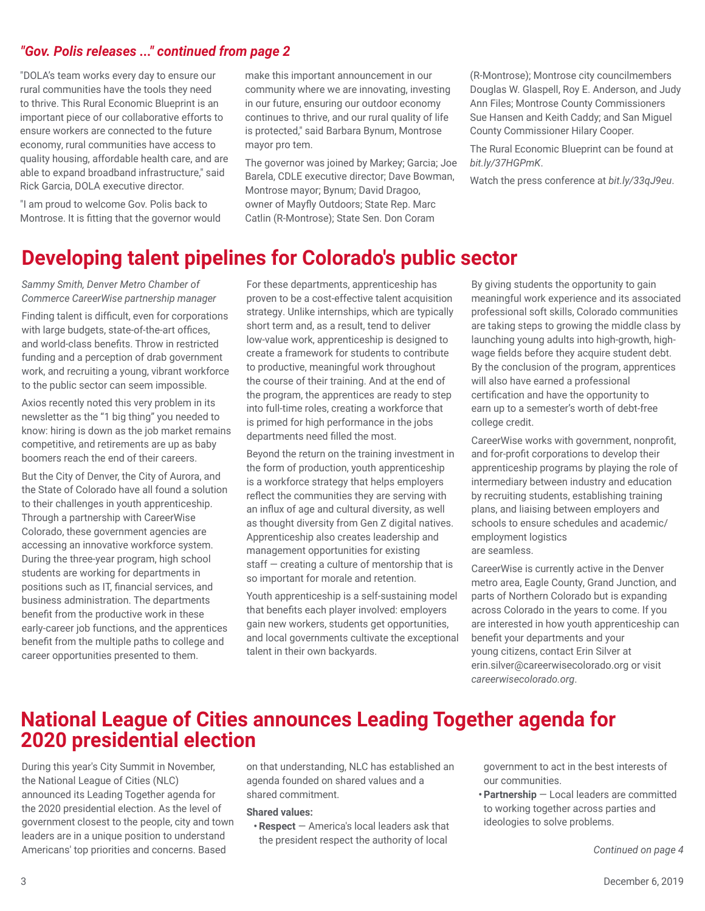*"Gov. Polis releases ..." continued from page 2*

"DOLA's team works every day to ensure our rural communities have the tools they need to thrive. This Rural Economic Blueprint is an important piece of our collaborative efforts to ensure workers are connected to the future economy, rural communities have access to quality housing, affordable health care, and are able to expand broadband infrastructure," said Rick Garcia, DOLA executive director.

"I am proud to welcome Gov. Polis back to Montrose. It is fitting that the governor would make this important announcement in our community where we are innovating, investing in our future, ensuring our outdoor economy continues to thrive, and our rural quality of life is protected," said Barbara Bynum, Montrose mayor pro tem.

The governor was joined by Markey; Garcia; Joe Barela, CDLE executive director; Dave Bowman, Montrose mayor; Bynum; David Dragoo, owner of Mayfly Outdoors; State Rep. Marc Catlin (R-Montrose); State Sen. Don Coram (R-Montrose); Montrose city councilmembers Douglas W. Glaspell, Roy E. Anderson, and Judy Ann Files; Montrose County Commissioners Sue Hansen and Keith Caddy; and San Miguel County Commissioner Hilary Cooper.

The Rural Economic Blueprint can be found at *bit.ly/37HGPmK*.

Watch the press conference at *bit.ly/33qJ9eu*.

# Developing talent pipelines for Colorado's public sector

*Sammy Smith, Denver Metro Chamber of Commerce CareerWise partnership manager*

Finding talent is difficult, even for corporations with large budgets, state-of-the-art offices, and world-class benefits. Throw in restricted funding and a perception of drab government work, and recruiting a young, vibrant workforce to the public sector can seem impossible.

Axios recently noted this very problem in its newsletter as the "1 big thing" you needed to know: hiring is down as the job market remains competitive, and retirements are up as baby boomers reach the end of their careers.

But the City of Denver, the City of Aurora, and the State of Colorado have all found a solution to their challenges in youth apprenticeship. Through a partnership with CareerWise Colorado, these government agencies are accessing an innovative workforce system. During the three-year program, high school students are working for departments in positions such as IT, financial services, and business administration. The departments benefit from the productive work in these early-career job functions, and the apprentices benefit from the multiple paths to college and career opportunities presented to them.

For these departments, apprenticeship has proven to be a cost-effective talent acquisition strategy. Unlike internships, which are typically short term and, as a result, tend to deliver low-value work, apprenticeship is designed to create a framework for students to contribute to productive, meaningful work throughout the course of their training. And at the end of the program, the apprentices are ready to step into full-time roles, creating a workforce that is primed for high performance in the jobs departments need filled the most.

Beyond the return on the training investment in the form of production, youth apprenticeship is a workforce strategy that helps employers reflect the communities they are serving with an influx of age and cultural diversity, as well as thought diversity from Gen Z digital natives. Apprenticeship also creates leadership and management opportunities for existing staff — creating a culture of mentorship that is so important for morale and retention.

Youth apprenticeship is a self-sustaining model that benefits each player involved: employers gain new workers, students get opportunities, and local governments cultivate the exceptional talent in their own backyards.

By giving students the opportunity to gain meaningful work experience and its associated professional soft skills, Colorado communities are taking steps to growing the middle class by launching young adults into high-growth, high-wage fields before they acquire student debt. By the conclusion of the program, apprentices will also have earned a professional certification and have the opportunity to earn up to a semester's worth of debt-free college credit.

CareerWise works with government, nonprofit, and for-profit corporations to develop their apprenticeship programs by playing the role of intermediary between industry and education by recruiting students, establishing training plans, and liaising between employers and schools to ensure schedules and academic/employment logistics are seamless.

CareerWise is currently active in the Denver metro area, Eagle County, Grand Junction, and parts of Northern Colorado but is expanding across Colorado in the years to come. If you are interested in how youth apprenticeship can benefit your departments and your young citizens, contact Erin Silver at erin.silver@careerwisecolorado.org or visit *careerwisecolorado.org*.

# National League of Cities announces Leading Together agenda for 2020 presidential election

During this year's City Summit in November, the National League of Cities (NLC) announced its Leading Together agenda for the 2020 presidential election. As the level of government closest to the people, city and town leaders are in a unique position to understand Americans' top priorities and concerns. Based on that understanding, NLC has established an agenda founded on shared values and a shared commitment.

**Shared values:**

- **Respect** — America's local leaders ask that the president respect the authority of local government to act in the best interests of our communities.
- **Partnership** — Local leaders are committed to working together across parties and ideologies to solve problems.

*Continued on page 4*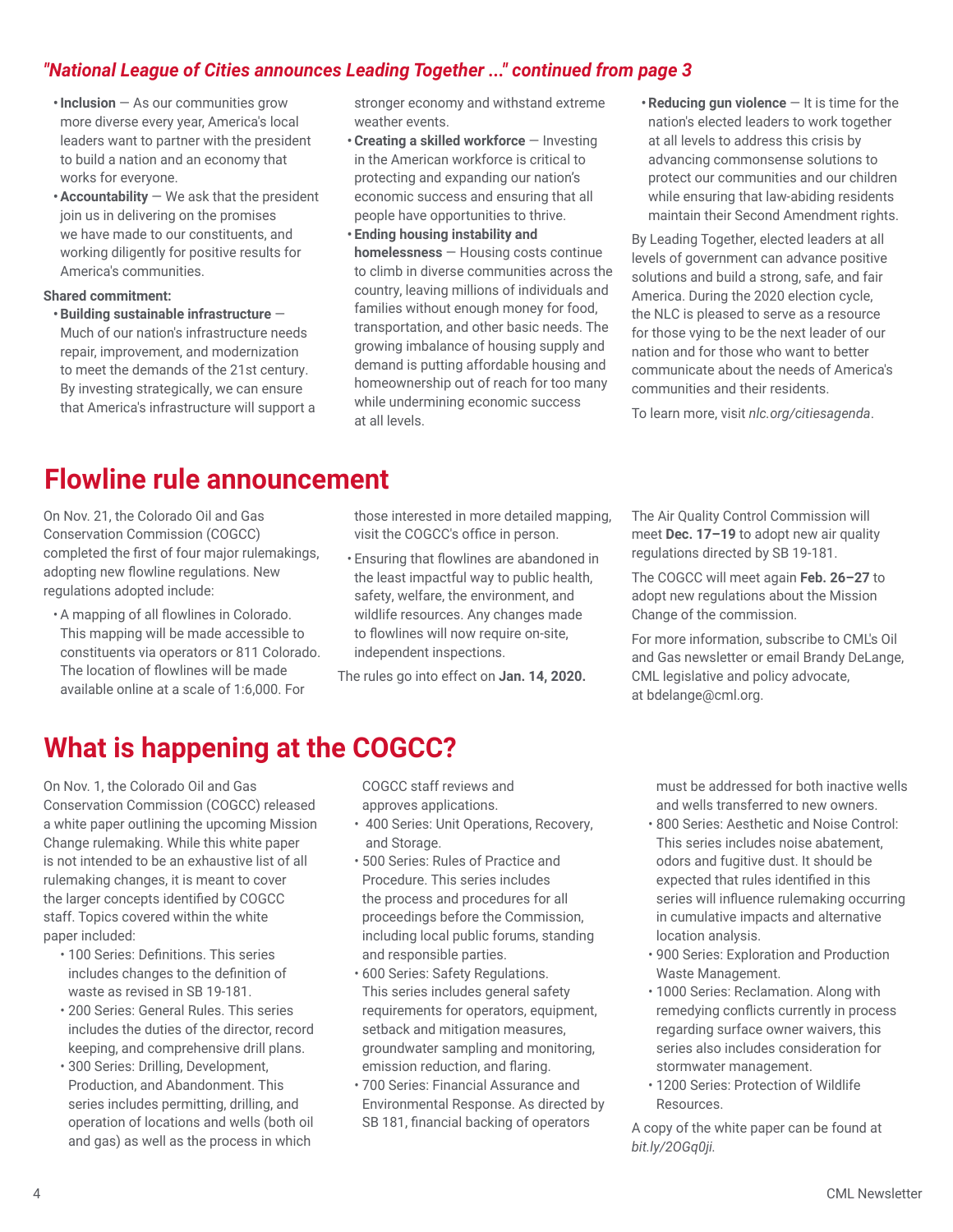*"National League of Cities announces Leading Together ..." continued from page 3*

- **Inclusion** — As our communities grow more diverse every year, America's local leaders want to partner with the president to build a nation and an economy that works for everyone.
- **Accountability** — We ask that the president join us in delivering on the promises we have made to our constituents, and working diligently for positive results for America's communities.

**Shared commitment:**

- **Building sustainable infrastructure** — Much of our nation's infrastructure needs repair, improvement, and modernization to meet the demands of the 21st century. By investing strategically, we can ensure that America's infrastructure will support a stronger economy and withstand extreme weather events.
- **Creating a skilled workforce** — Investing in the American workforce is critical to protecting and expanding our nation's economic success and ensuring that all people have opportunities to thrive.
- **Ending housing instability and homelessness** — Housing costs continue to climb in diverse communities across the country, leaving millions of individuals and families without enough money for food, transportation, and other basic needs. The growing imbalance of housing supply and demand is putting affordable housing and homeownership out of reach for too many while undermining economic success at all levels.
- **Reducing gun violence** — It is time for the nation's elected leaders to work together at all levels to address this crisis by advancing commonsense solutions to protect our communities and our children while ensuring that law-abiding residents maintain their Second Amendment rights.

By Leading Together, elected leaders at all levels of government can advance positive solutions and build a strong, safe, and fair America. During the 2020 election cycle, the NLC is pleased to serve as a resource for those vying to be the next leader of our nation and for those who want to better communicate about the needs of America's communities and their residents.

To learn more, visit *nlc.org/citiesagenda*.

# Flowline rule announcement

On Nov. 21, the Colorado Oil and Gas Conservation Commission (COGCC) completed the first of four major rulemakings, adopting new flowline regulations. New regulations adopted include:

- A mapping of all flowlines in Colorado. This mapping will be made accessible to constituents via operators or 811 Colorado. The location of flowlines will be made available online at a scale of 1:6,000. For those interested in more detailed mapping, visit the COGCC's office in person.
- Ensuring that flowlines are abandoned in the least impactful way to public health, safety, welfare, the environment, and wildlife resources. Any changes made to flowlines will now require on-site, independent inspections.

The rules go into effect on **Jan. 14, 2020.**

The Air Quality Control Commission will meet **Dec. 17–19** to adopt new air quality regulations directed by SB 19-181.

The COGCC will meet again **Feb. 26–27** to adopt new regulations about the Mission Change of the commission.

For more information, subscribe to CML's Oil and Gas newsletter or email Brandy DeLange, CML legislative and policy advocate, at bdelange@cml.org.

# What is happening at the COGCC?

On Nov. 1, the Colorado Oil and Gas Conservation Commission (COGCC) released a white paper outlining the upcoming Mission Change rulemaking. While this white paper is not intended to be an exhaustive list of all rulemaking changes, it is meant to cover the larger concepts identified by COGCC staff. Topics covered within the white paper included:

- 100 Series: Definitions. This series includes changes to the definition of waste as revised in SB 19-181.
- 200 Series: General Rules. This series includes the duties of the director, record keeping, and comprehensive drill plans.
- 300 Series: Drilling, Development, Production, and Abandonment. This series includes permitting, drilling, and operation of locations and wells (both oil and gas) as well as the process in which COGCC staff reviews and approves applications.
- 400 Series: Unit Operations, Recovery, and Storage.
- 500 Series: Rules of Practice and Procedure. This series includes the process and procedures for all proceedings before the Commission, including local public forums, standing and responsible parties.
- 600 Series: Safety Regulations. This series includes general safety requirements for operators, equipment, setback and mitigation measures, groundwater sampling and monitoring, emission reduction, and flaring.
- 700 Series: Financial Assurance and Environmental Response. As directed by SB 181, financial backing of operators must be addressed for both inactive wells and wells transferred to new owners.
- 800 Series: Aesthetic and Noise Control: This series includes noise abatement, odors and fugitive dust. It should be expected that rules identified in this series will influence rulemaking occurring in cumulative impacts and alternative location analysis.
- 900 Series: Exploration and Production Waste Management.
- 1000 Series: Reclamation. Along with remedying conflicts currently in process regarding surface owner waivers, this series also includes consideration for stormwater management.
- 1200 Series: Protection of Wildlife Resources.

A copy of the white paper can be found at *bit.ly/2OGq0ji*.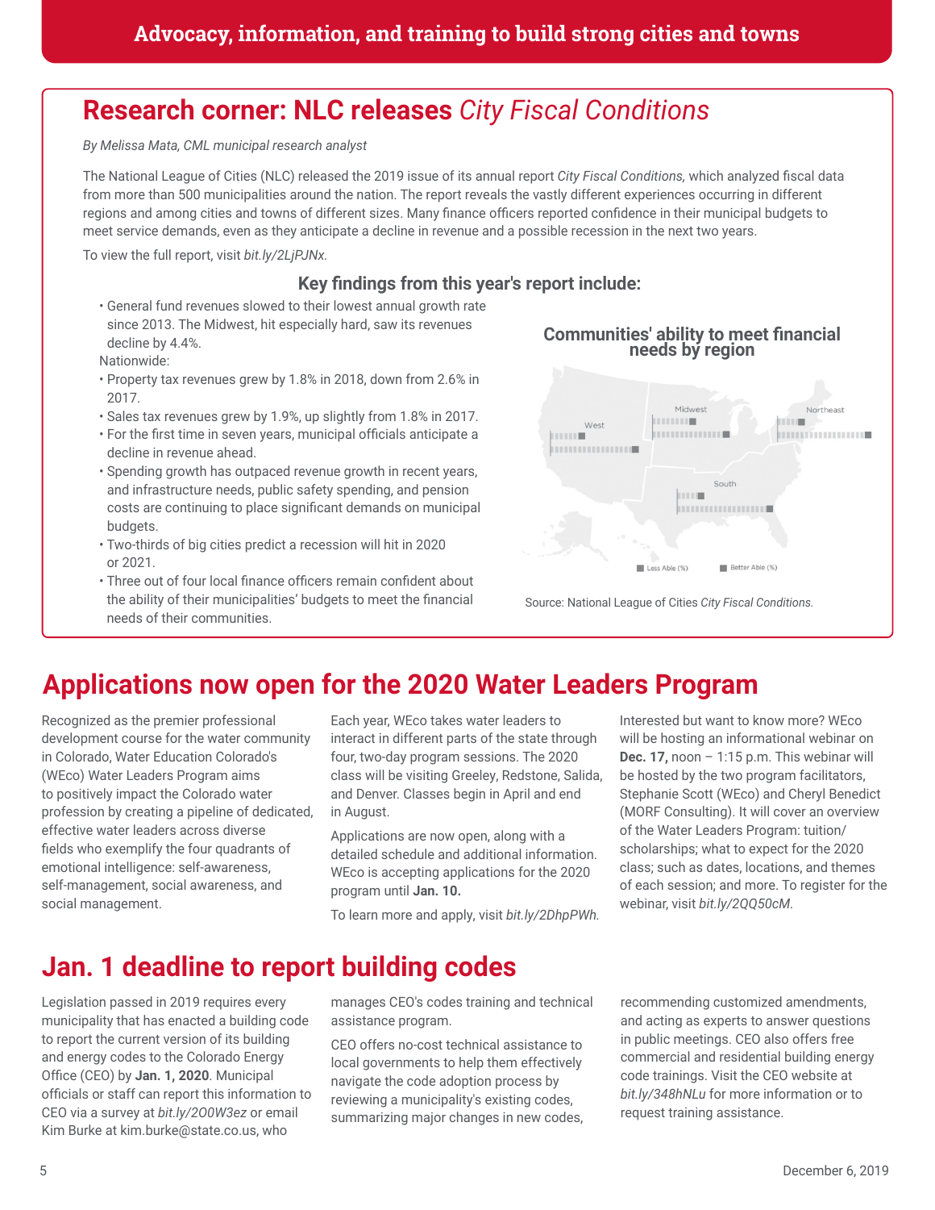Advocacy, information, and training to build strong cities and towns

## Research corner: NLC releases *City Fiscal Conditions*

*By Melissa Mata, CML municipal research analyst*

The National League of Cities (NLC) released the 2019 issue of its annual report *City Fiscal Conditions,* which analyzed fiscal data from more than 500 municipalities around the nation. The report reveals the vastly different experiences occurring in different regions and among cities and towns of different sizes. Many finance officers reported confidence in their municipal budgets to meet service demands, even as they anticipate a decline in revenue and a possible recession in the next two years.

To view the full report, visit *bit.ly/2LjPJNx.*

### Key findings from this year's report include:

- General fund revenues slowed to their lowest annual growth rate since 2013. The Midwest, hit especially hard, saw its revenues decline by 4.4%.

Nationwide:

- Property tax revenues grew by 1.8% in 2018, down from 2.6% in 2017.
- Sales tax revenues grew by 1.9%, up slightly from 1.8% in 2017.
- For the first time in seven years, municipal officials anticipate a decline in revenue ahead.
- Spending growth has outpaced revenue growth in recent years, and infrastructure needs, public safety spending, and pension costs are continuing to place significant demands on municipal budgets.
- Two-thirds of big cities predict a recession will hit in 2020 or 2021.
- Three out of four local finance officers remain confident about the ability of their municipalities' budgets to meet the financial needs of their communities.

**Communities' ability to meet financial needs by region**

West, Midwest, Northeast, South

Less Able (%) Better Able (%)

Source: National League of Cities *City Fiscal Conditions.*

## Applications now open for the 2020 Water Leaders Program

Recognized as the premier professional development course for the water community in Colorado, Water Education Colorado's (WEco) Water Leaders Program aims to positively impact the Colorado water profession by creating a pipeline of dedicated, effective water leaders across diverse fields who exemplify the four quadrants of emotional intelligence: self-awareness, self-management, social awareness, and social management.

Each year, WEco takes water leaders to interact in different parts of the state through four, two-day program sessions. The 2020 class will be visiting Greeley, Redstone, Salida, and Denver. Classes begin in April and end in August.

Applications are now open, along with a detailed schedule and additional information. WEco is accepting applications for the 2020 program until **Jan. 10.**

To learn more and apply, visit *bit.ly/2DhpPWh.*

Interested but want to know more? WEco will be hosting an informational webinar on **Dec. 17,** noon – 1:15 p.m. This webinar will be hosted by the two program facilitators, Stephanie Scott (WEco) and Cheryl Benedict (MORF Consulting). It will cover an overview of the Water Leaders Program: tuition/scholarships; what to expect for the 2020 class; such as dates, locations, and themes of each session; and more. To register for the webinar, visit *bit.ly/2QQ50cM.*

## Jan. 1 deadline to report building codes

Legislation passed in 2019 requires every municipality that has enacted a building code to report the current version of its building and energy codes to the Colorado Energy Office (CEO) by **Jan. 1, 2020**. Municipal officials or staff can report this information to CEO via a survey at *bit.ly/2O0W3ez* or email Kim Burke at kim.burke@state.co.us, who manages CEO's codes training and technical assistance program.

CEO offers no-cost technical assistance to local governments to help them effectively navigate the code adoption process by reviewing a municipality's existing codes, summarizing major changes in new codes, recommending customized amendments, and acting as experts to answer questions in public meetings. CEO also offers free commercial and residential building energy code trainings. Visit the CEO website at *bit.ly/348hNLu* for more information or to request training assistance.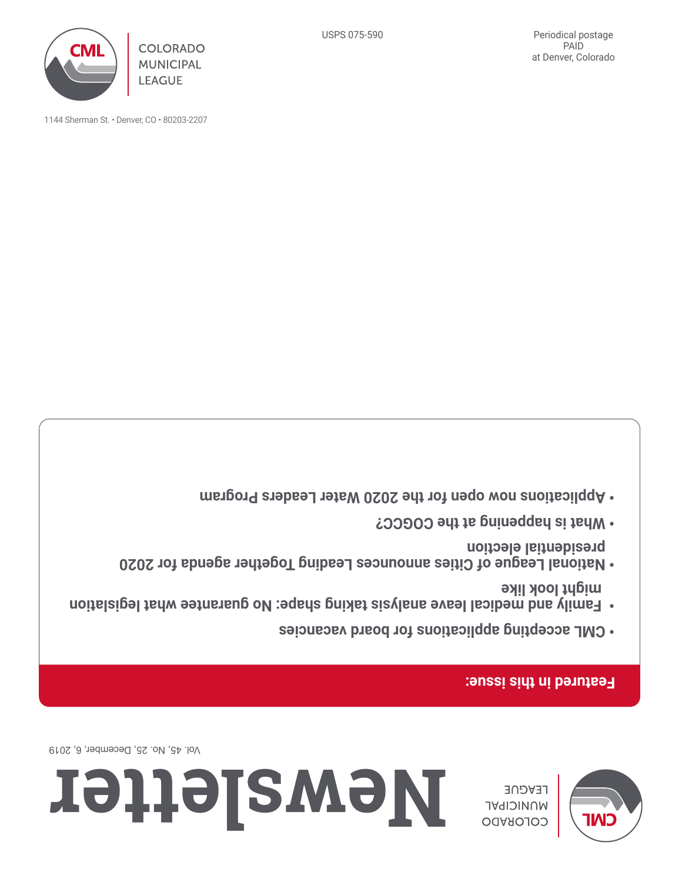COLORADO MUNICIPAL LEAGUE

1144 Sherman St. • Denver, CO • 80203-2207

USPS 075-590

Periodical postage
PAID
at Denver, Colorado

# Newsletter

Vol. 45, No. 25, December, 6, 2019

COLORADO MUNICIPAL LEAGUE

**Featured in this issue:**

- CML accepting applications for board vacancies
- Family and medical leave analysis taking shape: No guarantee what legislation might look like
- National League of Cities announces Leading Together agenda for 2020 presidential election
- What is happening at the COGCC?
- Applications now open for the 2020 Water Leaders Program